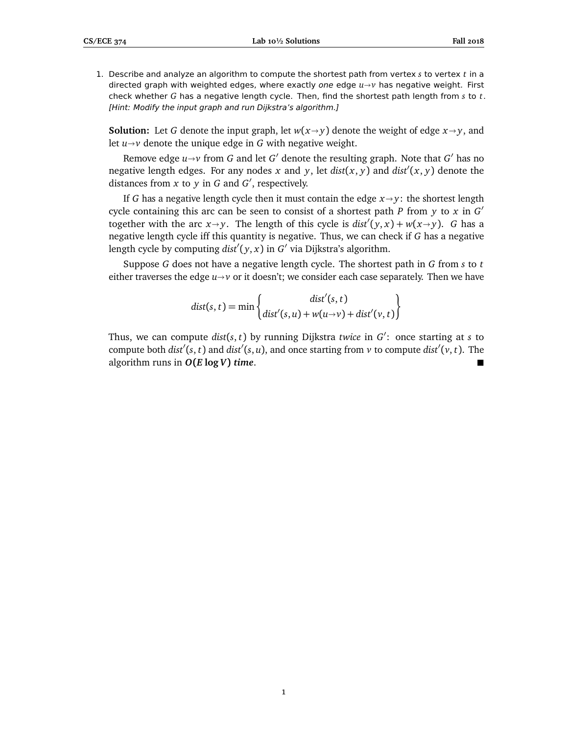1. Describe and analyze an algorithm to compute the shortest path from vertex $s$ to vertex $t$ in a directed graph with weighted edges, where exactly *one* edge $u \to v$ has negative weight. First check whether $G$ has a negative length cycle. Then, find the shortest path length from $s$ to $t$. *[Hint: Modify the input graph and run Dijkstra's algorithm.]*

**Solution:** Let $G$ denote the input graph, let $w(x \to y)$ denote the weight of edge $x \to y$, and let $u \to v$ denote the unique edge in $G$ with negative weight.

Remove edge $u \to v$ from $G$ and let $G'$ denote the resulting graph. Note that $G'$ has no negative length edges. For any nodes $x$ and $y$, let $dist(x, y)$ and $dist'(x, y)$ denote the distances from $x$ to $y$ in $G$ and $G'$, respectively.

If $G$ has a negative length cycle then it must contain the edge $x \to y$: the shortest length cycle containing this arc can be seen to consist of a shortest path $P$ from $y$ to $x$ in $G'$ together with the arc $x \to y$. The length of this cycle is $dist'(y, x) + w(x \to y)$. $G$ has a negative length cycle iff this quantity is negative. Thus, we can check if $G$ has a negative length cycle by computing $dist'(y, x)$ in $G'$ via Dijkstra's algorithm.

Suppose $G$ does not have a negative length cycle. The shortest path in $G$ from $s$ to $t$ either traverses the edge $u \to v$ or it doesn't; we consider each case separately. Then we have

$$dist(s,t) = \min \left\{ \begin{matrix} dist'(s,t) \\ dist'(s,u) + w(u \to v) + dist'(v,t) \end{matrix} \right\}$$

Thus, we can compute $dist(s, t)$ by running Dijkstra *twice* in $G'$: once starting at $s$ to compute both $dist'(s, t)$ and $dist'(s, u)$, and once starting from $v$ to compute $dist'(v, t)$. The algorithm runs in ***$O(E \log V)$ time***. ■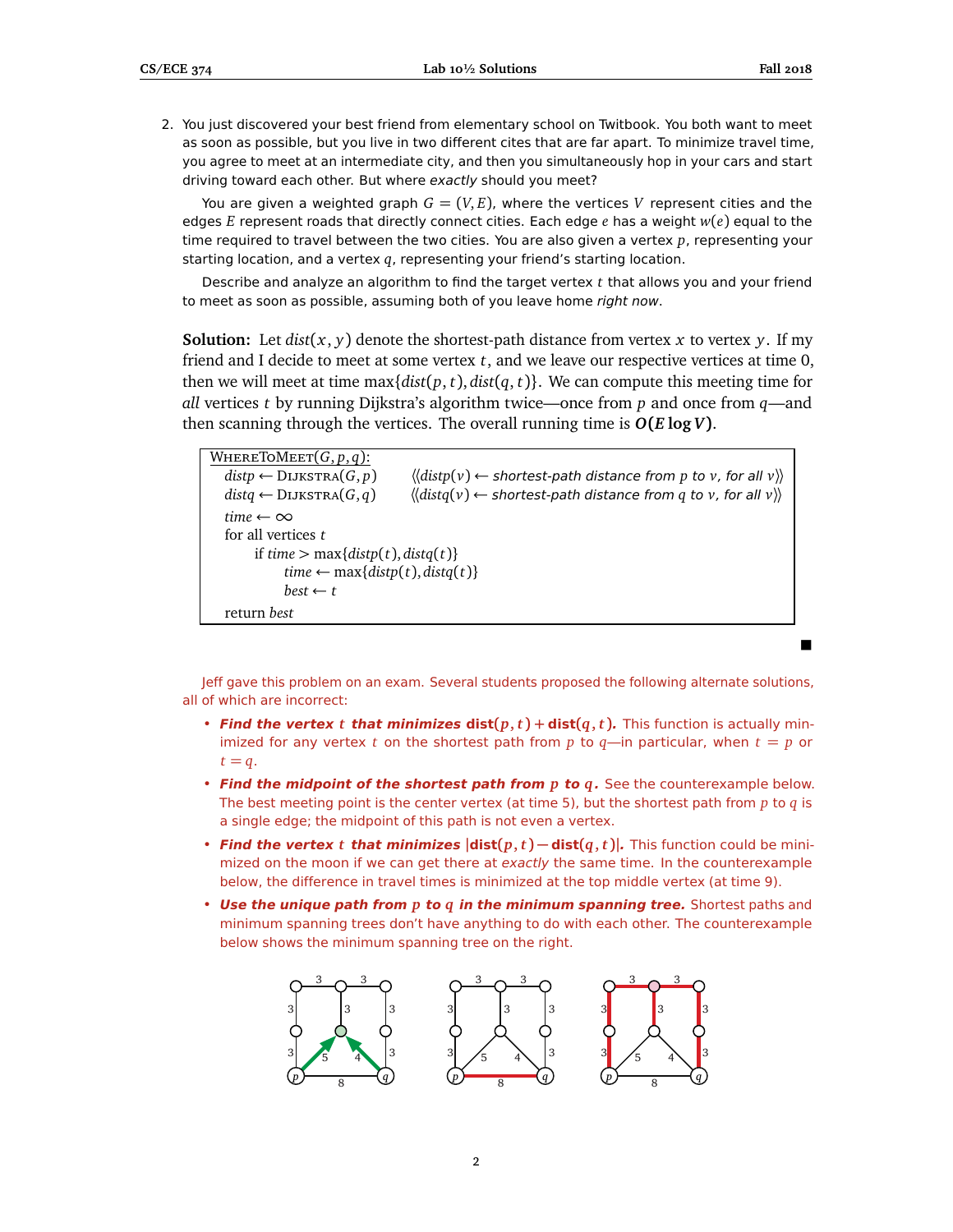2. You just discovered your best friend from elementary school on Twitbook. You both want to meet as soon as possible, but you live in two different cites that are far apart. To minimize travel time, you agree to meet at an intermediate city, and then you simultaneously hop in your cars and start driving toward each other. But where *exactly* should you meet?

   You are given a weighted graph $G = (V, E)$, where the vertices $V$ represent cities and the edges $E$ represent roads that directly connect cities. Each edge $e$ has a weight $w(e)$ equal to the time required to travel between the two cities. You are also given a vertex $p$, representing your starting location, and a vertex $q$, representing your friend's starting location.

   Describe and analyze an algorithm to find the target vertex $t$ that allows you and your friend to meet as soon as possible, assuming both of you leave home *right now*.

**Solution:** Let $dist(x, y)$ denote the shortest-path distance from vertex $x$ to vertex $y$. If my friend and I decide to meet at some vertex $t$, and we leave our respective vertices at time 0, then we will meet at time $\max\{dist(p,t), dist(q,t)\}$. We can compute this meeting time for *all* vertices $t$ by running Dijkstra's algorithm twice—once from $p$ and once from $q$—and then scanning through the vertices. The overall running time is $O(E \log V)$.

```
WhereToMeet(G, p, q):
  distp ← Dijkstra(G, p)    ⟨⟨distp(v) ← shortest-path distance from p to v, for all v⟩⟩
  distq ← Dijkstra(G, q)    ⟨⟨distq(v) ← shortest-path distance from q to v, for all v⟩⟩
  time ← ∞
  for all vertices t
      if time > max{distp(t), distq(t)}
          time ← max{distp(t), distq(t)}
          best ← t
  return best
```

■

Jeff gave this problem on an exam. Several students proposed the following alternate solutions, all of which are incorrect:

- ***Find the vertex $t$ that minimizes $\mathbf{dist}(p,t) + \mathbf{dist}(q,t)$.*** This function is actually minimized for any vertex $t$ on the shortest path from $p$ to $q$—in particular, when $t = p$ or $t = q$.
- ***Find the midpoint of the shortest path from $p$ to $q$.*** See the counterexample below. The best meeting point is the center vertex (at time 5), but the shortest path from $p$ to $q$ is a single edge; the midpoint of this path is not even a vertex.
- ***Find the vertex $t$ that minimizes $|\mathbf{dist}(p,t) - \mathbf{dist}(q,t)|$.*** This function could be minimized on the moon if we can get there at *exactly* the same time. In the counterexample below, the difference in travel times is minimized at the top middle vertex (at time 9).
- ***Use the unique path from $p$ to $q$ in the minimum spanning tree.*** Shortest paths and minimum spanning trees don't have anything to do with each other. The counterexample below shows the minimum spanning tree on the right.

3 3 3 3 3 3 3 5 4 p q 8

3 3 3 3 3 3 3 5 4 p q 8

3 3 3 3 3 3 3 5 4 p q 8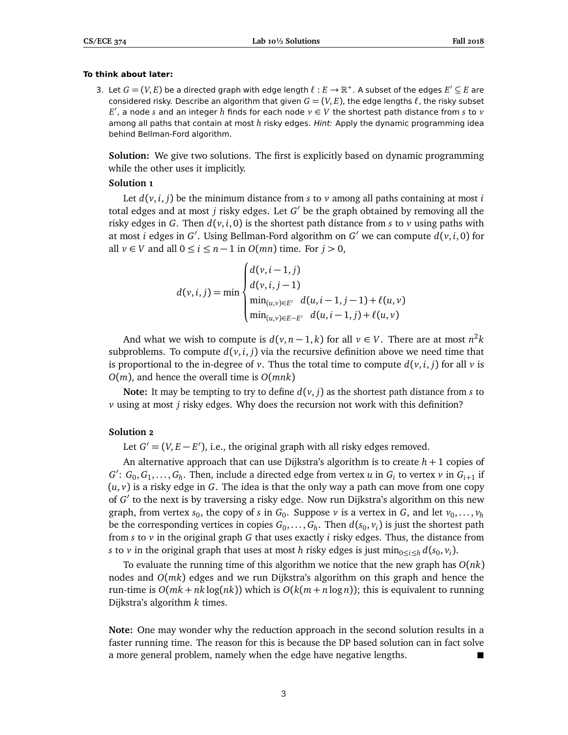**To think about later:**

3. Let $G = (V, E)$ be a directed graph with edge length $\ell : E \to \mathbb{R}^+$. A subset of the edges $E' \subseteq E$ are considered risky. Describe an algorithm that given $G = (V, E)$, the edge lengths $\ell$, the risky subset $E'$, a node $s$ and an integer $h$ finds for each node $v \in V$ the shortest path distance from $s$ to $v$ among all paths that contain at most $h$ risky edges. *Hint:* Apply the dynamic programming idea behind Bellman-Ford algorithm.

**Solution:** We give two solutions. The first is explicitly based on dynamic programming while the other uses it implicitly.

**Solution 1**

Let $d(v, i, j)$ be the minimum distance from $s$ to $v$ among all paths containing at most $i$ total edges and at most $j$ risky edges. Let $G'$ be the graph obtained by removing all the risky edges in $G$. Then $d(v, i, 0)$ is the shortest path distance from $s$ to $v$ using paths with at most $i$ edges in $G'$. Using Bellman-Ford algorithm on $G'$ we can compute $d(v, i, 0)$ for all $v \in V$ and all $0 \le i \le n-1$ in $O(mn)$ time. For $j > 0$,

$$d(v,i,j) = \min \begin{cases} d(v, i-1, j) \\ d(v, i, j-1) \\ \min_{(u,v) \in E'} \; d(u, i-1, j-1) + \ell(u, v) \\ \min_{(u,v) \in E - E'} \; d(u, i-1, j) + \ell(u, v) \end{cases}$$

And what we wish to compute is $d(v, n-1, k)$ for all $v \in V$. There are at most $n^2 k$ subproblems. To compute $d(v, i, j)$ via the recursive definition above we need time that is proportional to the in-degree of $v$. Thus the total time to compute $d(v, i, j)$ for all $v$ is $O(m)$, and hence the overall time is $O(mnk)$

**Note:** It may be tempting to try to define $d(v, j)$ as the shortest path distance from $s$ to $v$ using at most $j$ risky edges. Why does the recursion not work with this definition?

**Solution 2**

Let $G' = (V, E - E')$, i.e., the original graph with all risky edges removed.

An alternative approach that can use Dijkstra's algorithm is to create $h+1$ copies of $G'$: $G_0, G_1, \ldots, G_h$. Then, include a directed edge from vertex $u$ in $G_i$ to vertex $v$ in $G_{i+1}$ if $(u, v)$ is a risky edge in $G$. The idea is that the only way a path can move from one copy of $G'$ to the next is by traversing a risky edge. Now run Dijkstra's algorithm on this new graph, from vertex $s_0$, the copy of $s$ in $G_0$. Suppose $v$ is a vertex in $G$, and let $v_0, \ldots, v_h$ be the corresponding vertices in copies $G_0, \ldots, G_h$. Then $d(s_0, v_i)$ is just the shortest path from $s$ to $v$ in the original graph $G$ that uses exactly $i$ risky edges. Thus, the distance from $s$ to $v$ in the original graph that uses at most $h$ risky edges is just $\min_{0 \le i \le h} d(s_0, v_i)$.

To evaluate the running time of this algorithm we notice that the new graph has $O(nk)$ nodes and $O(mk)$ edges and we run Dijkstra's algorithm on this graph and hence the run-time is $O(mk + nk \log(nk))$ which is $O(k(m + n \log n))$; this is equivalent to running Dijkstra's algorithm $k$ times.

**Note:** One may wonder why the reduction approach in the second solution results in a faster running time. The reason for this is because the DP based solution can in fact solve a more general problem, namely when the edge have negative lengths. ■